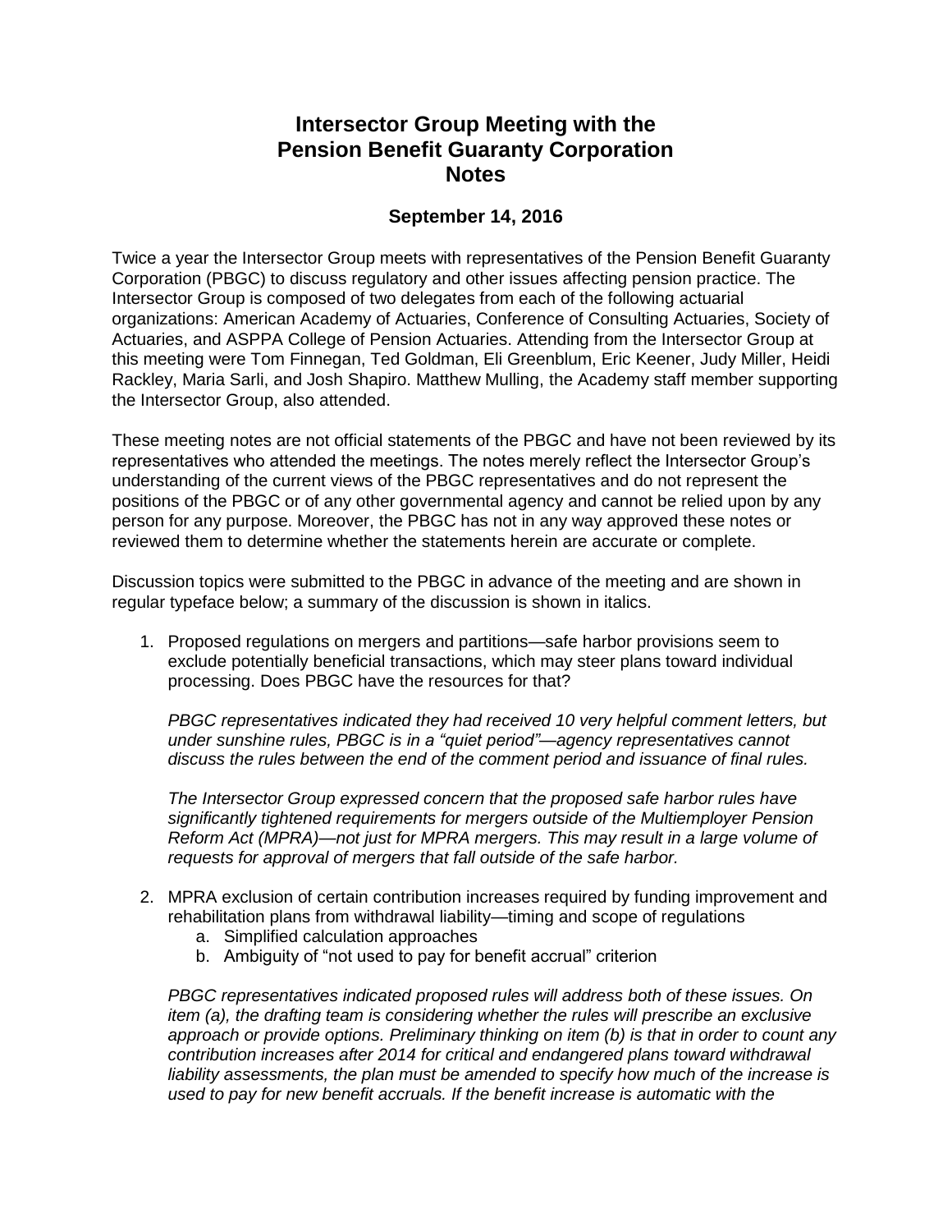# Intersector Group Meeting with the Pension Benefit Guaranty Corporation Notes

### September 14, 2016

Twice a year the Intersector Group meets with representatives of the Pension Benefit Guaranty Corporation (PBGC) to discuss regulatory and other issues affecting pension practice. The Intersector Group is composed of two delegates from each of the following actuarial organizations: American Academy of Actuaries, Conference of Consulting Actuaries, Society of Actuaries, and ASPPA College of Pension Actuaries. Attending from the Intersector Group at this meeting were Tom Finnegan, Ted Goldman, Eli Greenblum, Eric Keener, Judy Miller, Heidi Rackley, Maria Sarli, and Josh Shapiro. Matthew Mulling, the Academy staff member supporting the Intersector Group, also attended.

These meeting notes are not official statements of the PBGC and have not been reviewed by its representatives who attended the meetings. The notes merely reflect the Intersector Group's understanding of the current views of the PBGC representatives and do not represent the positions of the PBGC or of any other governmental agency and cannot be relied upon by any person for any purpose. Moreover, the PBGC has not in any way approved these notes or reviewed them to determine whether the statements herein are accurate or complete.

Discussion topics were submitted to the PBGC in advance of the meeting and are shown in regular typeface below; a summary of the discussion is shown in italics.

1. Proposed regulations on mergers and partitions—safe harbor provisions seem to exclude potentially beneficial transactions, which may steer plans toward individual processing. Does PBGC have the resources for that?

   *PBGC representatives indicated they had received 10 very helpful comment letters, but under sunshine rules, PBGC is in a "quiet period"—agency representatives cannot discuss the rules between the end of the comment period and issuance of final rules.*

   *The Intersector Group expressed concern that the proposed safe harbor rules have significantly tightened requirements for mergers outside of the Multiemployer Pension Reform Act (MPRA)—not just for MPRA mergers. This may result in a large volume of requests for approval of mergers that fall outside of the safe harbor.*

2. MPRA exclusion of certain contribution increases required by funding improvement and rehabilitation plans from withdrawal liability—timing and scope of regulations
   a. Simplified calculation approaches
   b. Ambiguity of "not used to pay for benefit accrual" criterion

   *PBGC representatives indicated proposed rules will address both of these issues. On item (a), the drafting team is considering whether the rules will prescribe an exclusive approach or provide options. Preliminary thinking on item (b) is that in order to count any contribution increases after 2014 for critical and endangered plans toward withdrawal liability assessments, the plan must be amended to specify how much of the increase is used to pay for new benefit accruals. If the benefit increase is automatic with the*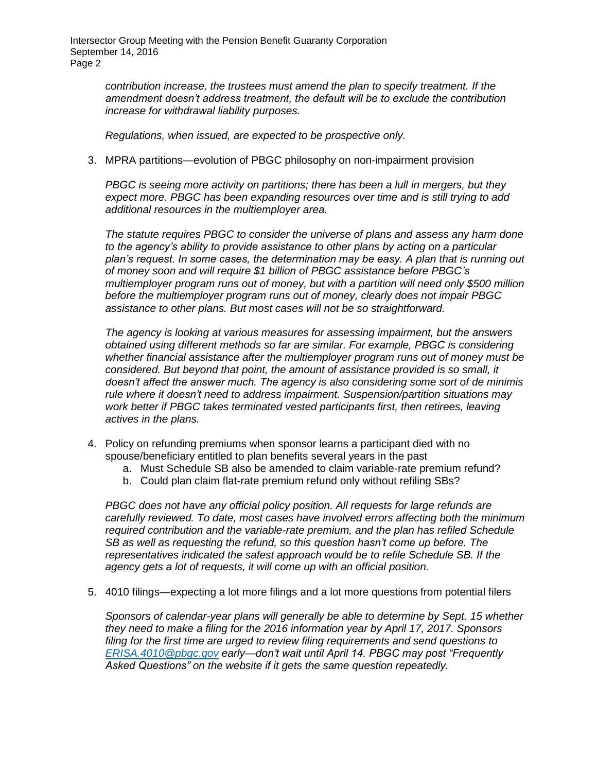*contribution increase, the trustees must amend the plan to specify treatment. If the amendment doesn't address treatment, the default will be to exclude the contribution increase for withdrawal liability purposes.*

*Regulations, when issued, are expected to be prospective only.*

3. MPRA partitions—evolution of PBGC philosophy on non-impairment provision

   *PBGC is seeing more activity on partitions; there has been a lull in mergers, but they expect more. PBGC has been expanding resources over time and is still trying to add additional resources in the multiemployer area.*

   *The statute requires PBGC to consider the universe of plans and assess any harm done to the agency's ability to provide assistance to other plans by acting on a particular plan's request. In some cases, the determination may be easy. A plan that is running out of money soon and will require $1 billion of PBGC assistance before PBGC's multiemployer program runs out of money, but with a partition will need only $500 million before the multiemployer program runs out of money, clearly does not impair PBGC assistance to other plans. But most cases will not be so straightforward.*

   *The agency is looking at various measures for assessing impairment, but the answers obtained using different methods so far are similar. For example, PBGC is considering whether financial assistance after the multiemployer program runs out of money must be considered. But beyond that point, the amount of assistance provided is so small, it doesn't affect the answer much. The agency is also considering some sort of de minimis rule where it doesn't need to address impairment. Suspension/partition situations may work better if PBGC takes terminated vested participants first, then retirees, leaving actives in the plans.*

4. Policy on refunding premiums when sponsor learns a participant died with no spouse/beneficiary entitled to plan benefits several years in the past
   a. Must Schedule SB also be amended to claim variable-rate premium refund?
   b. Could plan claim flat-rate premium refund only without refiling SBs?

   *PBGC does not have any official policy position. All requests for large refunds are carefully reviewed. To date, most cases have involved errors affecting both the minimum required contribution and the variable-rate premium, and the plan has refiled Schedule SB as well as requesting the refund, so this question hasn't come up before. The representatives indicated the safest approach would be to refile Schedule SB. If the agency gets a lot of requests, it will come up with an official position.*

5. 4010 filings—expecting a lot more filings and a lot more questions from potential filers

   *Sponsors of calendar-year plans will generally be able to determine by Sept. 15 whether they need to make a filing for the 2016 information year by April 17, 2017. Sponsors filing for the first time are urged to review filing requirements and send questions to [ERISA.4010@pbgc.gov](mailto:ERISA.4010@pbgc.gov) early—don't wait until April 14. PBGC may post "Frequently Asked Questions" on the website if it gets the same question repeatedly.*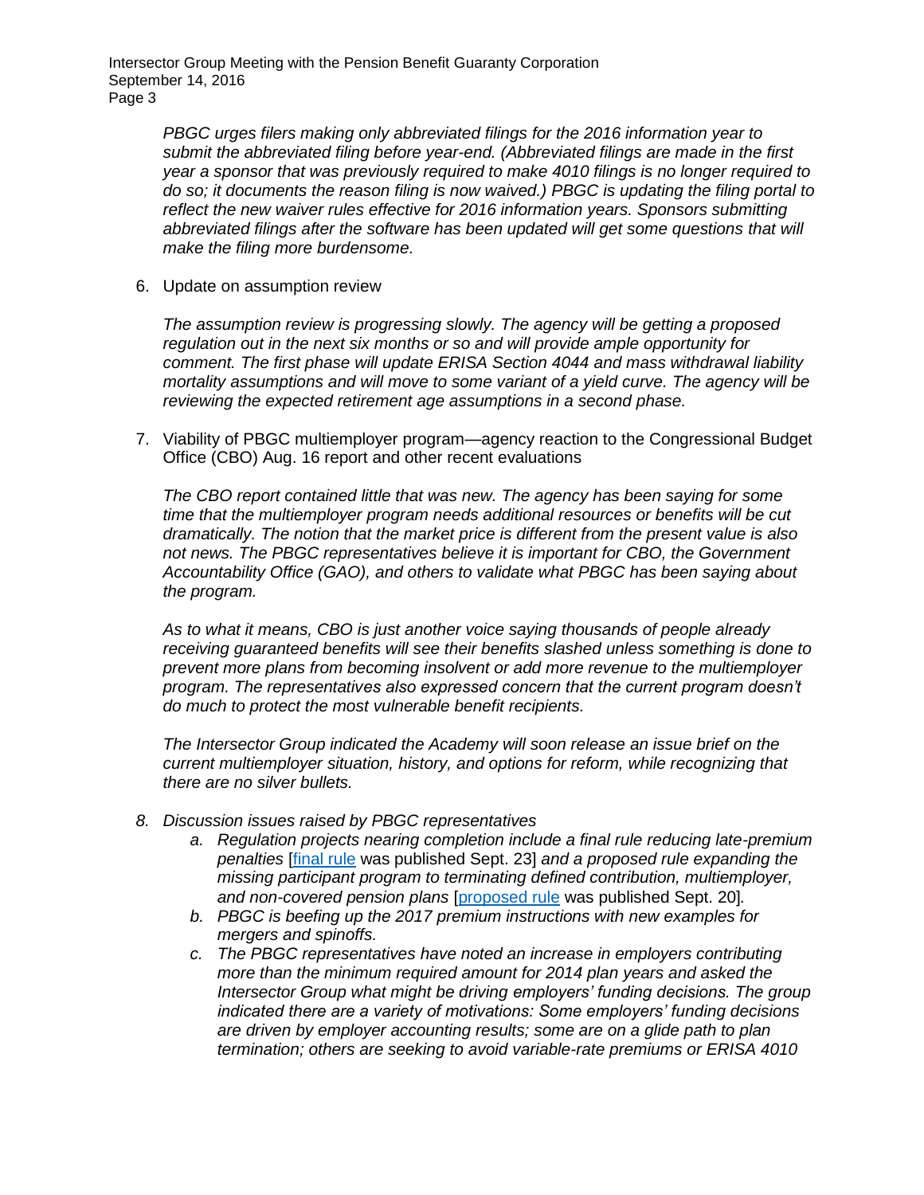*PBGC urges filers making only abbreviated filings for the 2016 information year to submit the abbreviated filing before year-end. (Abbreviated filings are made in the first year a sponsor that was previously required to make 4010 filings is no longer required to do so; it documents the reason filing is now waived.) PBGC is updating the filing portal to reflect the new waiver rules effective for 2016 information years. Sponsors submitting abbreviated filings after the software has been updated will get some questions that will make the filing more burdensome.*

6. Update on assumption review

   *The assumption review is progressing slowly. The agency will be getting a proposed regulation out in the next six months or so and will provide ample opportunity for comment. The first phase will update ERISA Section 4044 and mass withdrawal liability mortality assumptions and will move to some variant of a yield curve. The agency will be reviewing the expected retirement age assumptions in a second phase.*

7. Viability of PBGC multiemployer program—agency reaction to the Congressional Budget Office (CBO) Aug. 16 report and other recent evaluations

   *The CBO report contained little that was new. The agency has been saying for some time that the multiemployer program needs additional resources or benefits will be cut dramatically. The notion that the market price is different from the present value is also not news. The PBGC representatives believe it is important for CBO, the Government Accountability Office (GAO), and others to validate what PBGC has been saying about the program.*

   *As to what it means, CBO is just another voice saying thousands of people already receiving guaranteed benefits will see their benefits slashed unless something is done to prevent more plans from becoming insolvent or add more revenue to the multiemployer program. The representatives also expressed concern that the current program doesn't do much to protect the most vulnerable benefit recipients.*

   *The Intersector Group indicated the Academy will soon release an issue brief on the current multiemployer situation, history, and options for reform, while recognizing that there are no silver bullets.*

8. *Discussion issues raised by PBGC representatives*
   a. *Regulation projects nearing completion include a final rule reducing late-premium penalties* [final rule was published Sept. 23] *and a proposed rule expanding the missing participant program to terminating defined contribution, multiemployer, and non-covered pension plans* [proposed rule was published Sept. 20]*.*
   b. *PBGC is beefing up the 2017 premium instructions with new examples for mergers and spinoffs.*
   c. *The PBGC representatives have noted an increase in employers contributing more than the minimum required amount for 2014 plan years and asked the Intersector Group what might be driving employers' funding decisions. The group indicated there are a variety of motivations: Some employers' funding decisions are driven by employer accounting results; some are on a glide path to plan termination; others are seeking to avoid variable-rate premiums or ERISA 4010*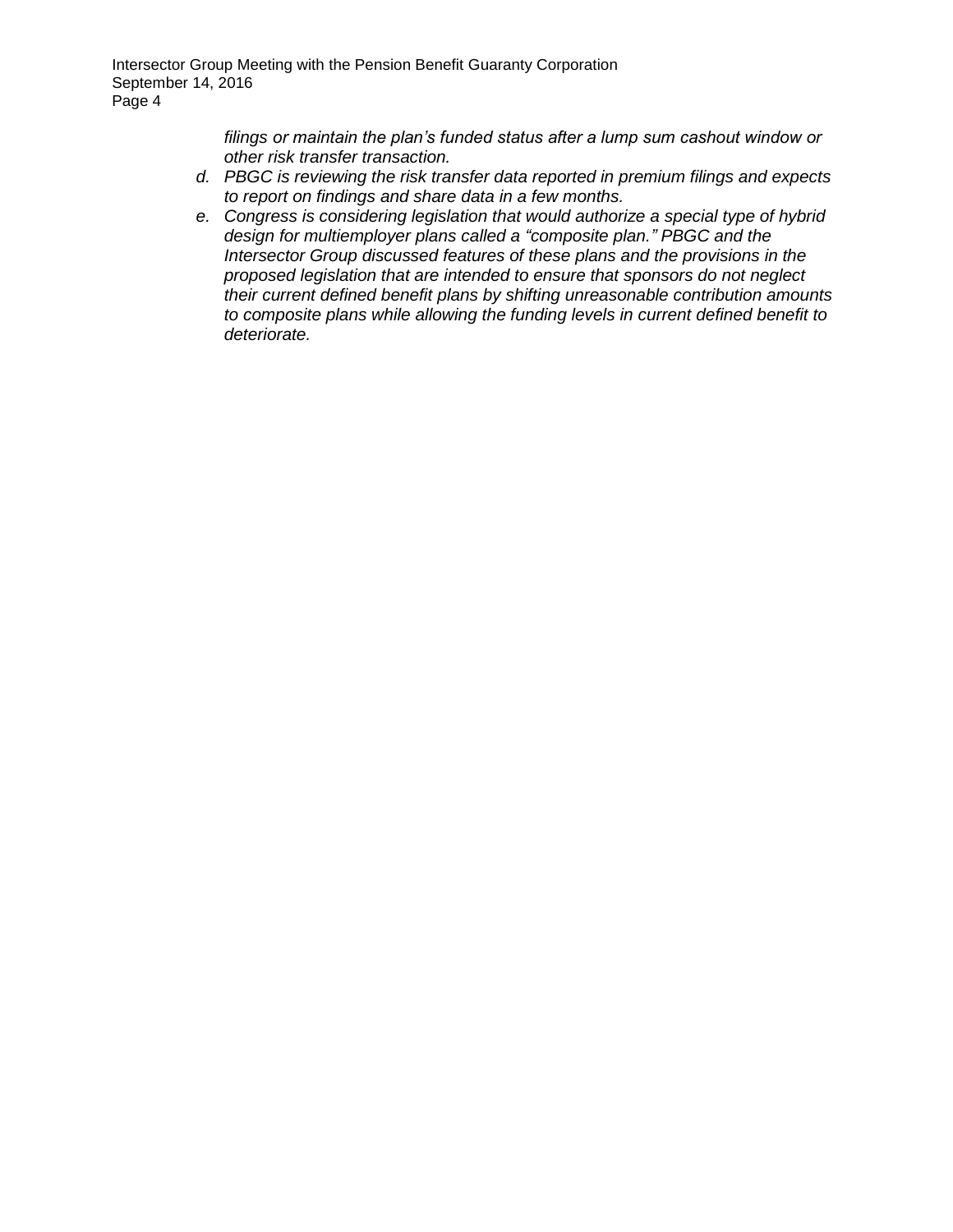*filings or maintain the plan's funded status after a lump sum cashout window or other risk transfer transaction.*

d. *PBGC is reviewing the risk transfer data reported in premium filings and expects to report on findings and share data in a few months.*
e. *Congress is considering legislation that would authorize a special type of hybrid design for multiemployer plans called a "composite plan." PBGC and the Intersector Group discussed features of these plans and the provisions in the proposed legislation that are intended to ensure that sponsors do not neglect their current defined benefit plans by shifting unreasonable contribution amounts to composite plans while allowing the funding levels in current defined benefit to deteriorate.*